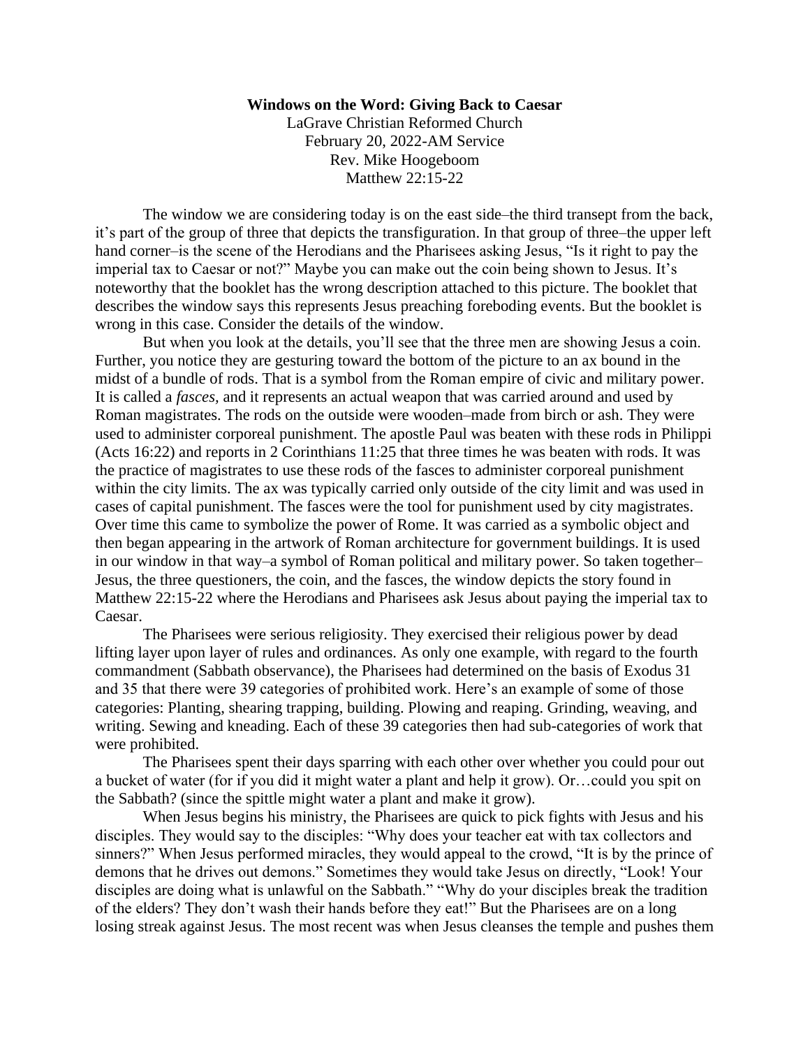**Windows on the Word: Giving Back to Caesar**

LaGrave Christian Reformed Church
February 20, 2022-AM Service
Rev. Mike Hoogeboom
Matthew 22:15-22

The window we are considering today is on the east side–the third transept from the back, it's part of the group of three that depicts the transfiguration. In that group of three–the upper left hand corner–is the scene of the Herodians and the Pharisees asking Jesus, "Is it right to pay the imperial tax to Caesar or not?" Maybe you can make out the coin being shown to Jesus. It's noteworthy that the booklet has the wrong description attached to this picture. The booklet that describes the window says this represents Jesus preaching foreboding events. But the booklet is wrong in this case. Consider the details of the window.

But when you look at the details, you'll see that the three men are showing Jesus a coin. Further, you notice they are gesturing toward the bottom of the picture to an ax bound in the midst of a bundle of rods. That is a symbol from the Roman empire of civic and military power. It is called a *fasces,* and it represents an actual weapon that was carried around and used by Roman magistrates. The rods on the outside were wooden–made from birch or ash. They were used to administer corporeal punishment. The apostle Paul was beaten with these rods in Philippi (Acts 16:22) and reports in 2 Corinthians 11:25 that three times he was beaten with rods. It was the practice of magistrates to use these rods of the fasces to administer corporeal punishment within the city limits. The ax was typically carried only outside of the city limit and was used in cases of capital punishment. The fasces were the tool for punishment used by city magistrates. Over time this came to symbolize the power of Rome. It was carried as a symbolic object and then began appearing in the artwork of Roman architecture for government buildings. It is used in our window in that way–a symbol of Roman political and military power. So taken together–Jesus, the three questioners, the coin, and the fasces, the window depicts the story found in Matthew 22:15-22 where the Herodians and Pharisees ask Jesus about paying the imperial tax to Caesar.

The Pharisees were serious religiosity. They exercised their religious power by dead lifting layer upon layer of rules and ordinances. As only one example, with regard to the fourth commandment (Sabbath observance), the Pharisees had determined on the basis of Exodus 31 and 35 that there were 39 categories of prohibited work. Here's an example of some of those categories: Planting, shearing trapping, building. Plowing and reaping. Grinding, weaving, and writing. Sewing and kneading. Each of these 39 categories then had sub-categories of work that were prohibited.

The Pharisees spent their days sparring with each other over whether you could pour out a bucket of water (for if you did it might water a plant and help it grow). Or…could you spit on the Sabbath? (since the spittle might water a plant and make it grow).

When Jesus begins his ministry, the Pharisees are quick to pick fights with Jesus and his disciples. They would say to the disciples: "Why does your teacher eat with tax collectors and sinners?" When Jesus performed miracles, they would appeal to the crowd, "It is by the prince of demons that he drives out demons." Sometimes they would take Jesus on directly, "Look! Your disciples are doing what is unlawful on the Sabbath." "Why do your disciples break the tradition of the elders? They don't wash their hands before they eat!" But the Pharisees are on a long losing streak against Jesus. The most recent was when Jesus cleanses the temple and pushes them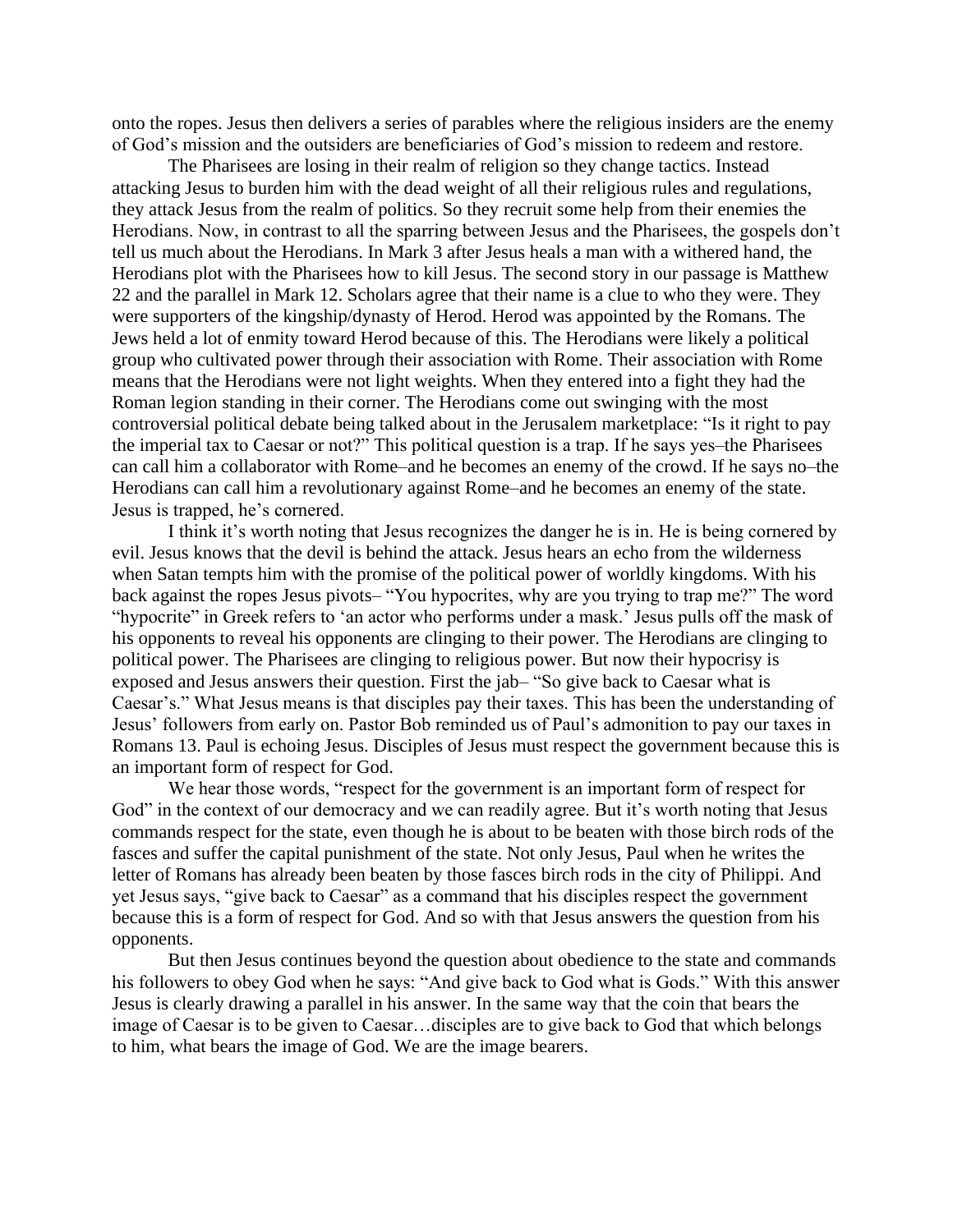onto the ropes. Jesus then delivers a series of parables where the religious insiders are the enemy of God's mission and the outsiders are beneficiaries of God's mission to redeem and restore.

The Pharisees are losing in their realm of religion so they change tactics. Instead attacking Jesus to burden him with the dead weight of all their religious rules and regulations, they attack Jesus from the realm of politics. So they recruit some help from their enemies the Herodians. Now, in contrast to all the sparring between Jesus and the Pharisees, the gospels don't tell us much about the Herodians. In Mark 3 after Jesus heals a man with a withered hand, the Herodians plot with the Pharisees how to kill Jesus. The second story in our passage is Matthew 22 and the parallel in Mark 12. Scholars agree that their name is a clue to who they were. They were supporters of the kingship/dynasty of Herod. Herod was appointed by the Romans. The Jews held a lot of enmity toward Herod because of this. The Herodians were likely a political group who cultivated power through their association with Rome. Their association with Rome means that the Herodians were not light weights. When they entered into a fight they had the Roman legion standing in their corner. The Herodians come out swinging with the most controversial political debate being talked about in the Jerusalem marketplace: "Is it right to pay the imperial tax to Caesar or not?" This political question is a trap. If he says yes–the Pharisees can call him a collaborator with Rome–and he becomes an enemy of the crowd. If he says no–the Herodians can call him a revolutionary against Rome–and he becomes an enemy of the state. Jesus is trapped, he's cornered.

I think it's worth noting that Jesus recognizes the danger he is in. He is being cornered by evil. Jesus knows that the devil is behind the attack. Jesus hears an echo from the wilderness when Satan tempts him with the promise of the political power of worldly kingdoms. With his back against the ropes Jesus pivots– "You hypocrites, why are you trying to trap me?" The word "hypocrite" in Greek refers to 'an actor who performs under a mask.' Jesus pulls off the mask of his opponents to reveal his opponents are clinging to their power. The Herodians are clinging to political power. The Pharisees are clinging to religious power. But now their hypocrisy is exposed and Jesus answers their question. First the jab– "So give back to Caesar what is Caesar's." What Jesus means is that disciples pay their taxes. This has been the understanding of Jesus' followers from early on. Pastor Bob reminded us of Paul's admonition to pay our taxes in Romans 13. Paul is echoing Jesus. Disciples of Jesus must respect the government because this is an important form of respect for God.

We hear those words, "respect for the government is an important form of respect for God" in the context of our democracy and we can readily agree. But it's worth noting that Jesus commands respect for the state, even though he is about to be beaten with those birch rods of the fasces and suffer the capital punishment of the state. Not only Jesus, Paul when he writes the letter of Romans has already been beaten by those fasces birch rods in the city of Philippi. And yet Jesus says, "give back to Caesar" as a command that his disciples respect the government because this is a form of respect for God. And so with that Jesus answers the question from his opponents.

But then Jesus continues beyond the question about obedience to the state and commands his followers to obey God when he says: "And give back to God what is Gods." With this answer Jesus is clearly drawing a parallel in his answer. In the same way that the coin that bears the image of Caesar is to be given to Caesar…disciples are to give back to God that which belongs to him, what bears the image of God. We are the image bearers.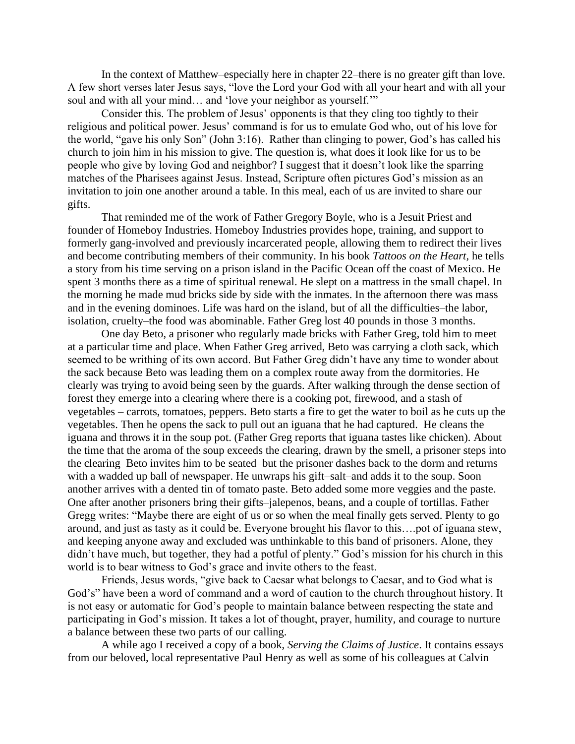In the context of Matthew–especially here in chapter 22–there is no greater gift than love. A few short verses later Jesus says, "love the Lord your God with all your heart and with all your soul and with all your mind… and 'love your neighbor as yourself.'"

Consider this. The problem of Jesus' opponents is that they cling too tightly to their religious and political power. Jesus' command is for us to emulate God who, out of his love for the world, "gave his only Son" (John 3:16). Rather than clinging to power, God's has called his church to join him in his mission to give. The question is, what does it look like for us to be people who give by loving God and neighbor? I suggest that it doesn't look like the sparring matches of the Pharisees against Jesus. Instead, Scripture often pictures God's mission as an invitation to join one another around a table. In this meal, each of us are invited to share our gifts.

That reminded me of the work of Father Gregory Boyle, who is a Jesuit Priest and founder of Homeboy Industries. Homeboy Industries provides hope, training, and support to formerly gang-involved and previously incarcerated people, allowing them to redirect their lives and become contributing members of their community. In his book *Tattoos on the Heart*, he tells a story from his time serving on a prison island in the Pacific Ocean off the coast of Mexico. He spent 3 months there as a time of spiritual renewal. He slept on a mattress in the small chapel. In the morning he made mud bricks side by side with the inmates. In the afternoon there was mass and in the evening dominoes. Life was hard on the island, but of all the difficulties–the labor, isolation, cruelty–the food was abominable. Father Greg lost 40 pounds in those 3 months.

One day Beto, a prisoner who regularly made bricks with Father Greg, told him to meet at a particular time and place. When Father Greg arrived, Beto was carrying a cloth sack, which seemed to be writhing of its own accord. But Father Greg didn't have any time to wonder about the sack because Beto was leading them on a complex route away from the dormitories. He clearly was trying to avoid being seen by the guards. After walking through the dense section of forest they emerge into a clearing where there is a cooking pot, firewood, and a stash of vegetables – carrots, tomatoes, peppers. Beto starts a fire to get the water to boil as he cuts up the vegetables. Then he opens the sack to pull out an iguana that he had captured. He cleans the iguana and throws it in the soup pot. (Father Greg reports that iguana tastes like chicken). About the time that the aroma of the soup exceeds the clearing, drawn by the smell, a prisoner steps into the clearing–Beto invites him to be seated–but the prisoner dashes back to the dorm and returns with a wadded up ball of newspaper. He unwraps his gift–salt–and adds it to the soup. Soon another arrives with a dented tin of tomato paste. Beto added some more veggies and the paste. One after another prisoners bring their gifts–jalepenos, beans, and a couple of tortillas. Father Gregg writes: "Maybe there are eight of us or so when the meal finally gets served. Plenty to go around, and just as tasty as it could be. Everyone brought his flavor to this….pot of iguana stew, and keeping anyone away and excluded was unthinkable to this band of prisoners. Alone, they didn't have much, but together, they had a potful of plenty." God's mission for his church in this world is to bear witness to God's grace and invite others to the feast.

Friends, Jesus words, "give back to Caesar what belongs to Caesar, and to God what is God's" have been a word of command and a word of caution to the church throughout history. It is not easy or automatic for God's people to maintain balance between respecting the state and participating in God's mission. It takes a lot of thought, prayer, humility, and courage to nurture a balance between these two parts of our calling.

A while ago I received a copy of a book, *Serving the Claims of Justice*. It contains essays from our beloved, local representative Paul Henry as well as some of his colleagues at Calvin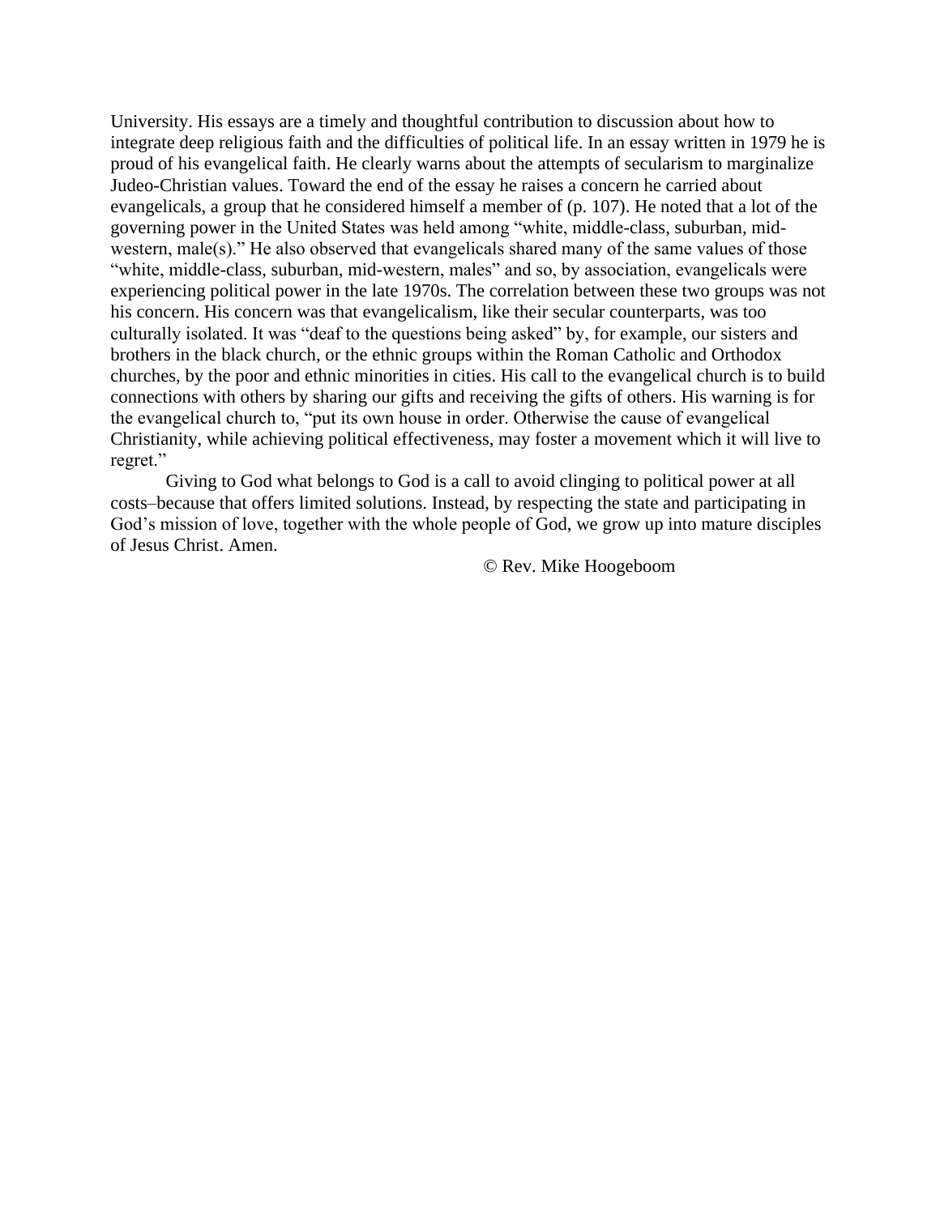University. His essays are a timely and thoughtful contribution to discussion about how to integrate deep religious faith and the difficulties of political life. In an essay written in 1979 he is proud of his evangelical faith. He clearly warns about the attempts of secularism to marginalize Judeo-Christian values. Toward the end of the essay he raises a concern he carried about evangelicals, a group that he considered himself a member of (p. 107). He noted that a lot of the governing power in the United States was held among "white, middle-class, suburban, mid-western, male(s)." He also observed that evangelicals shared many of the same values of those "white, middle-class, suburban, mid-western, males" and so, by association, evangelicals were experiencing political power in the late 1970s. The correlation between these two groups was not his concern. His concern was that evangelicalism, like their secular counterparts, was too culturally isolated. It was "deaf to the questions being asked" by, for example, our sisters and brothers in the black church, or the ethnic groups within the Roman Catholic and Orthodox churches, by the poor and ethnic minorities in cities. His call to the evangelical church is to build connections with others by sharing our gifts and receiving the gifts of others. His warning is for the evangelical church to, "put its own house in order. Otherwise the cause of evangelical Christianity, while achieving political effectiveness, may foster a movement which it will live to regret."

Giving to God what belongs to God is a call to avoid clinging to political power at all costs–because that offers limited solutions. Instead, by respecting the state and participating in God's mission of love, together with the whole people of God, we grow up into mature disciples of Jesus Christ. Amen.

© Rev. Mike Hoogeboom